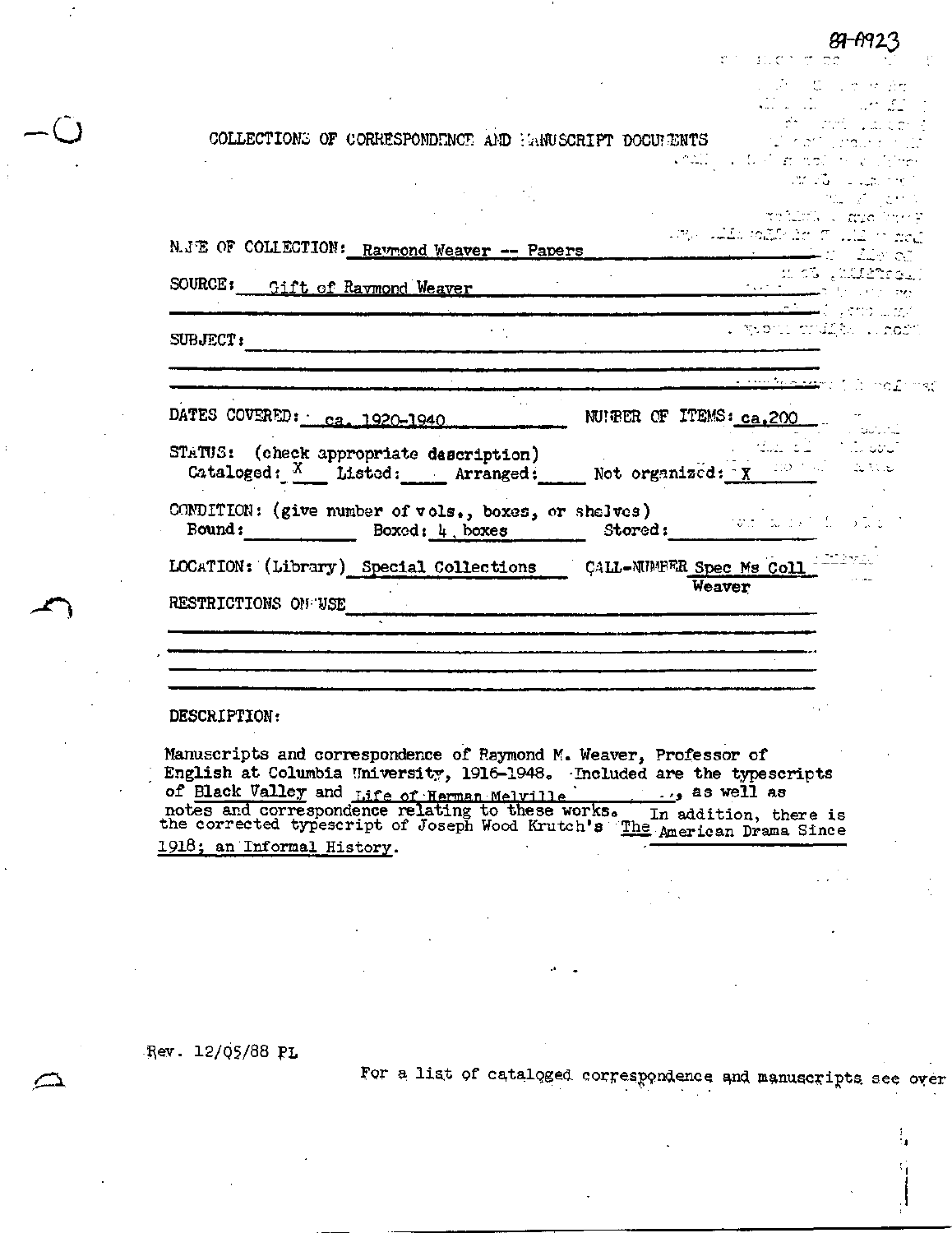89-A923

# COLLECTIONS OF CORRESPONDENCE AND MANUSCRIPT DOCUMENTS

NAME OF COLLECTION: Raymond Weaver -- Papers

SOURCE: Gift of Raymond Weaver

SUBJECT:

DATES COVERED: ca. 1920-1940　　NUMBER OF ITEMS: ca.200

STATUS: (check appropriate description)
Cataloged: X　Listed: ____　Arranged: ____　Not organized: X

CONDITION: (give number of vols., boxes, or shelves)
Bound: ____　Boxed: 4 boxes　Stored: ____

LOCATION: (Library) Special Collections　CALL-NUMBER Spec Ms Coll Weaver

RESTRICTIONS ON USE

DESCRIPTION:

Manuscripts and correspondence of Raymond M. Weaver, Professor of English at Columbia University, 1916-1948. Included are the typescripts of Black Valley and Life of Herman Melville, as well as notes and correspondence relating to these works. In addition, there is the corrected typescript of Joseph Wood Krutch's The American Drama Since 1918; an Informal History.

Rev. 12/05/88 PL

For a list of cataloged correspondence and manuscripts see over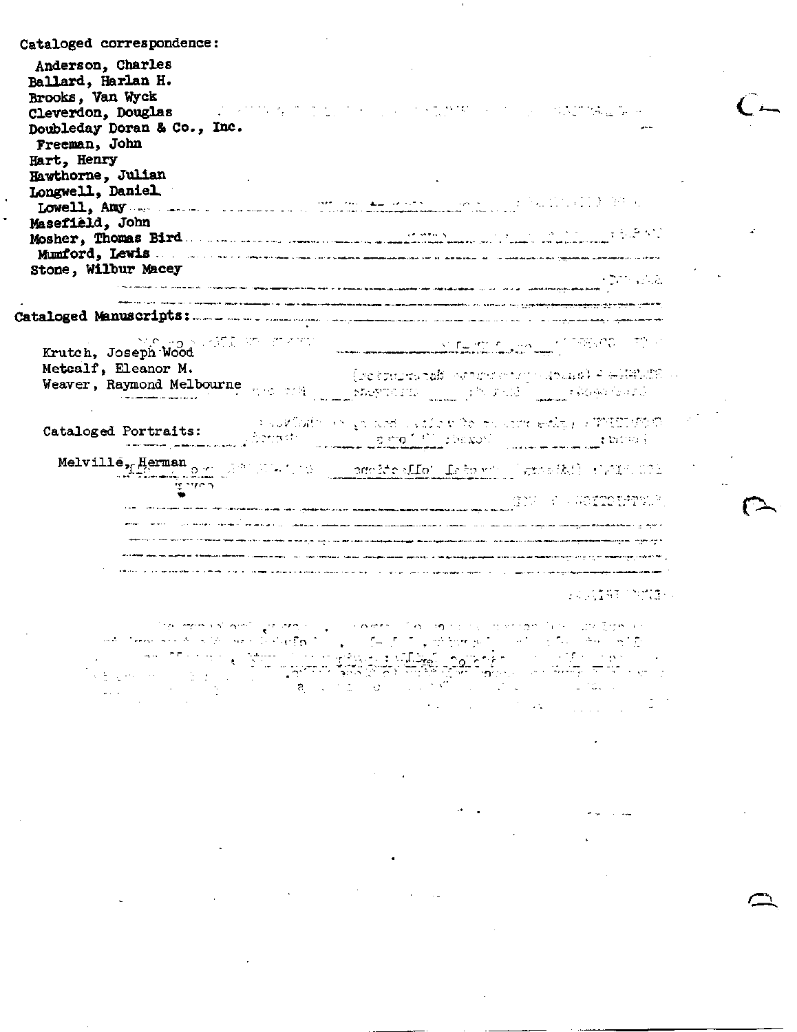Cataloged correspondence:

Anderson, Charles
Ballard, Harlan H.
Brooks, Van Wyck
Cleverdon, Douglas
Doubleday Doran & Co., Inc.
Freeman, John
Hart, Henry
Hawthorne, Julian
Longwell, Daniel
Lowell, Amy
Masefield, John
Mosher, Thomas Bird
Mumford, Lewis
Stone, Wilbur Macey

Cataloged Manuscripts:

Krutch, Joseph Wood
Metcalf, Eleanor M.
Weaver, Raymond Melbourne

Cataloged Portraits:

Melville, Herman